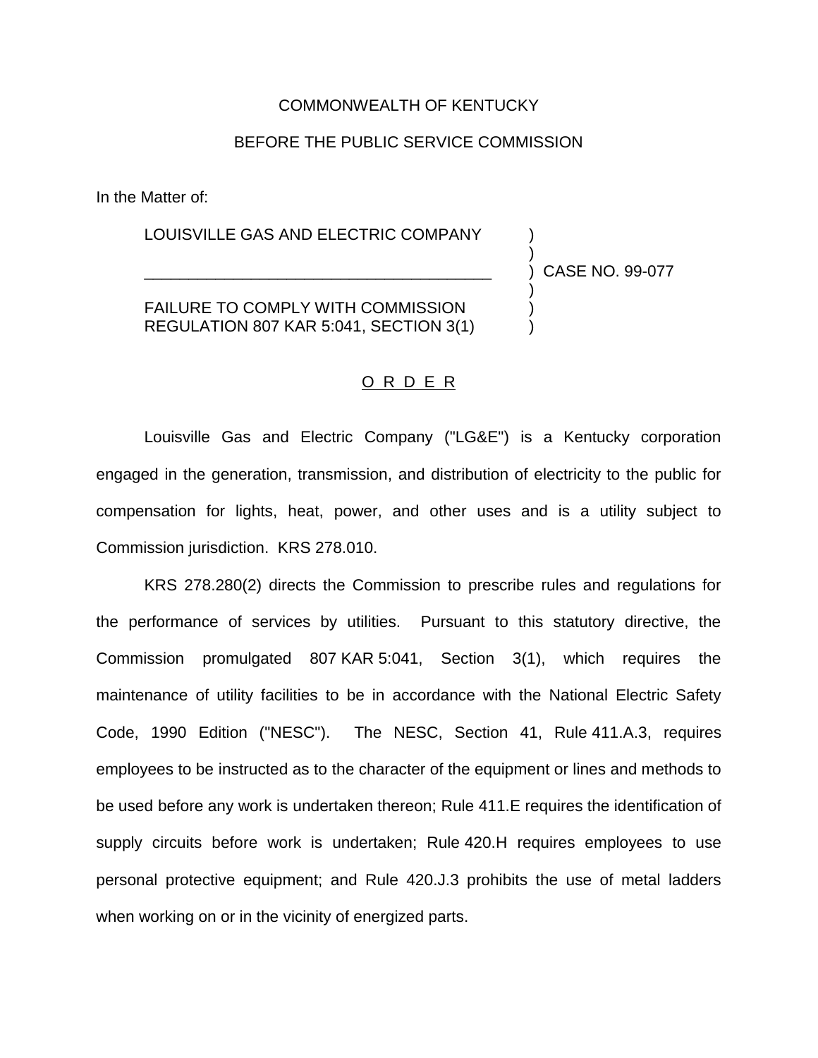COMMONWEALTH OF KENTUCKY

BEFORE THE PUBLIC SERVICE COMMISSION

In the Matter of:

| | | |
|---|---|---|
| LOUISVILLE GAS AND ELECTRIC COMPANY | ) | |
| | ) | |
| _______________________________________ | ) | CASE NO. 99-077 |
| | ) | |
| FAILURE TO COMPLY WITH COMMISSION REGULATION 807 KAR 5:041, SECTION 3(1) | ) | |

## O R D E R

Louisville Gas and Electric Company ("LG&E") is a Kentucky corporation engaged in the generation, transmission, and distribution of electricity to the public for compensation for lights, heat, power, and other uses and is a utility subject to Commission jurisdiction. KRS 278.010.

KRS 278.280(2) directs the Commission to prescribe rules and regulations for the performance of services by utilities. Pursuant to this statutory directive, the Commission promulgated 807 KAR 5:041, Section 3(1), which requires the maintenance of utility facilities to be in accordance with the National Electric Safety Code, 1990 Edition ("NESC"). The NESC, Section 41, Rule 411.A.3, requires employees to be instructed as to the character of the equipment or lines and methods to be used before any work is undertaken thereon; Rule 411.E requires the identification of supply circuits before work is undertaken; Rule 420.H requires employees to use personal protective equipment; and Rule 420.J.3 prohibits the use of metal ladders when working on or in the vicinity of energized parts.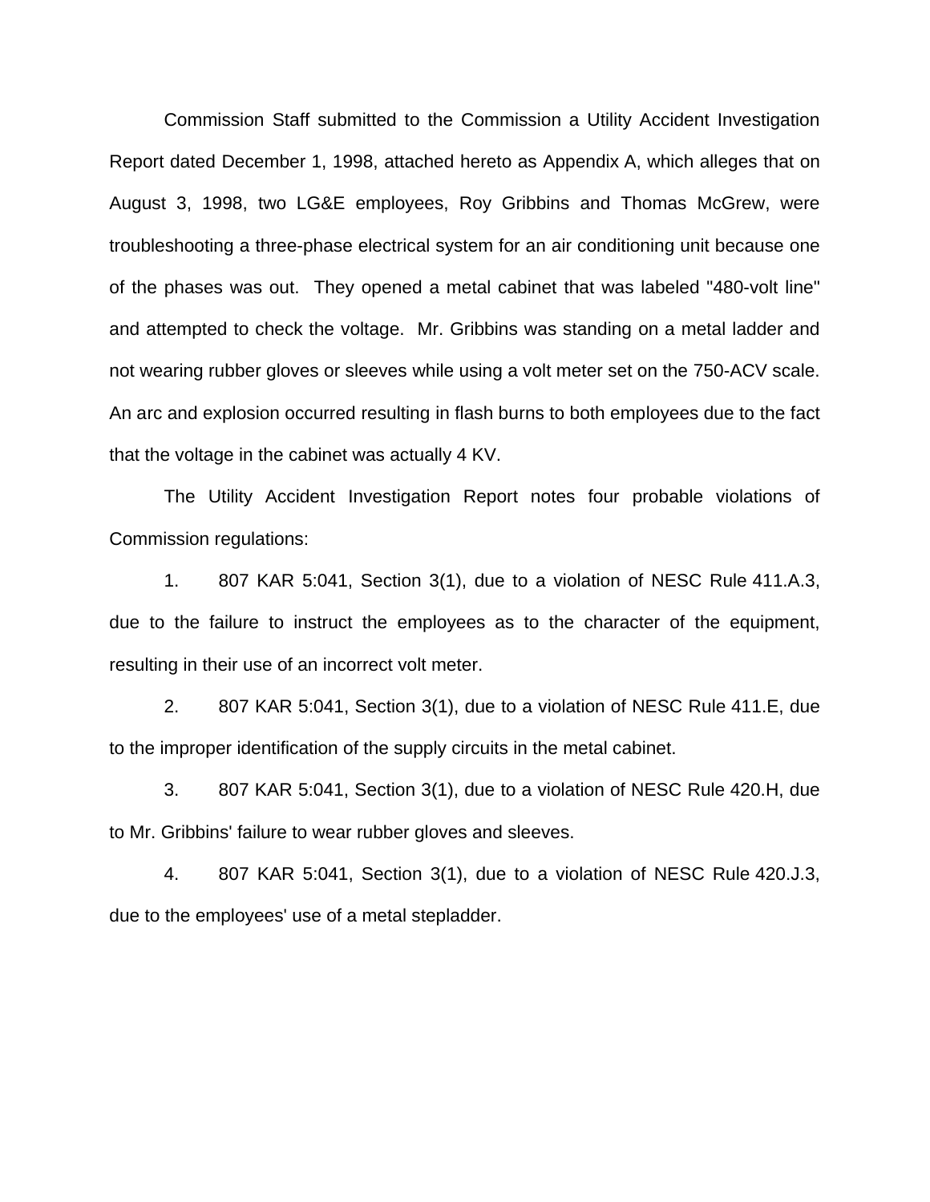Commission Staff submitted to the Commission a Utility Accident Investigation Report dated December 1, 1998, attached hereto as Appendix A, which alleges that on August 3, 1998, two LG&E employees, Roy Gribbins and Thomas McGrew, were troubleshooting a three-phase electrical system for an air conditioning unit because one of the phases was out. They opened a metal cabinet that was labeled "480-volt line" and attempted to check the voltage. Mr. Gribbins was standing on a metal ladder and not wearing rubber gloves or sleeves while using a volt meter set on the 750-ACV scale. An arc and explosion occurred resulting in flash burns to both employees due to the fact that the voltage in the cabinet was actually 4 KV.

The Utility Accident Investigation Report notes four probable violations of Commission regulations:

1. 807 KAR 5:041, Section 3(1), due to a violation of NESC Rule 411.A.3, due to the failure to instruct the employees as to the character of the equipment, resulting in their use of an incorrect volt meter.

2. 807 KAR 5:041, Section 3(1), due to a violation of NESC Rule 411.E, due to the improper identification of the supply circuits in the metal cabinet.

3. 807 KAR 5:041, Section 3(1), due to a violation of NESC Rule 420.H, due to Mr. Gribbins' failure to wear rubber gloves and sleeves.

4. 807 KAR 5:041, Section 3(1), due to a violation of NESC Rule 420.J.3, due to the employees' use of a metal stepladder.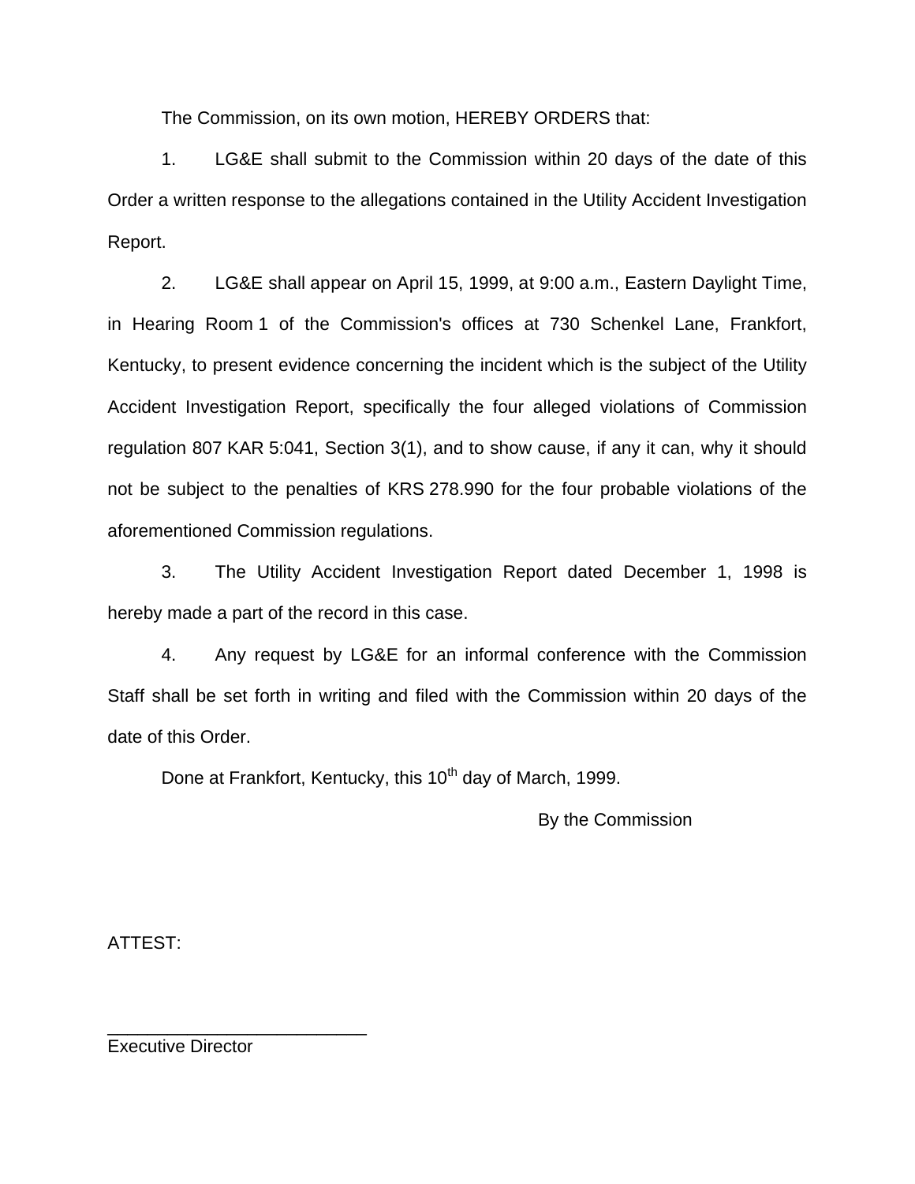The Commission, on its own motion, HEREBY ORDERS that:

1. LG&E shall submit to the Commission within 20 days of the date of this Order a written response to the allegations contained in the Utility Accident Investigation Report.

2. LG&E shall appear on April 15, 1999, at 9:00 a.m., Eastern Daylight Time, in Hearing Room 1 of the Commission's offices at 730 Schenkel Lane, Frankfort, Kentucky, to present evidence concerning the incident which is the subject of the Utility Accident Investigation Report, specifically the four alleged violations of Commission regulation 807 KAR 5:041, Section 3(1), and to show cause, if any it can, why it should not be subject to the penalties of KRS 278.990 for the four probable violations of the aforementioned Commission regulations.

3. The Utility Accident Investigation Report dated December 1, 1998 is hereby made a part of the record in this case.

4. Any request by LG&E for an informal conference with the Commission Staff shall be set forth in writing and filed with the Commission within 20 days of the date of this Order.

Done at Frankfort, Kentucky, this 10th day of March, 1999.

By the Commission

ATTEST:

___________________________
Executive Director